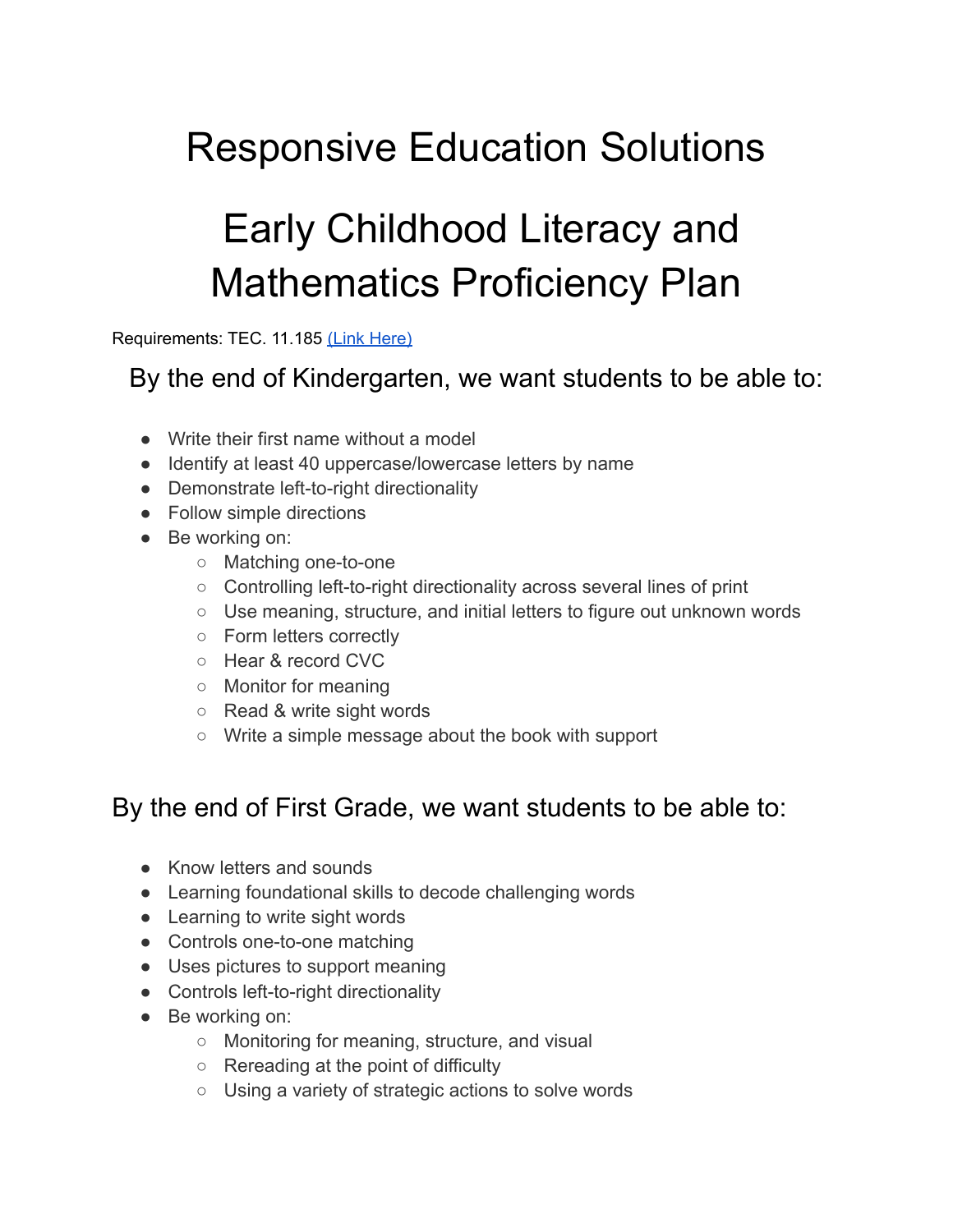# Responsive Education Solutions

# Early Childhood Literacy and Mathematics Proficiency Plan

Requirements: TEC. 11.185 [(Link Here)]

## By the end of Kindergarten, we want students to be able to:

- Write their first name without a model
- Identify at least 40 uppercase/lowercase letters by name
- Demonstrate left-to-right directionality
- Follow simple directions
- Be working on:
  - Matching one-to-one
  - Controlling left-to-right directionality across several lines of print
  - Use meaning, structure, and initial letters to figure out unknown words
  - Form letters correctly
  - Hear & record CVC
  - Monitor for meaning
  - Read & write sight words
  - Write a simple message about the book with support

## By the end of First Grade, we want students to be able to:

- Know letters and sounds
- Learning foundational skills to decode challenging words
- Learning to write sight words
- Controls one-to-one matching
- Uses pictures to support meaning
- Controls left-to-right directionality
- Be working on:
  - Monitoring for meaning, structure, and visual
  - Rereading at the point of difficulty
  - Using a variety of strategic actions to solve words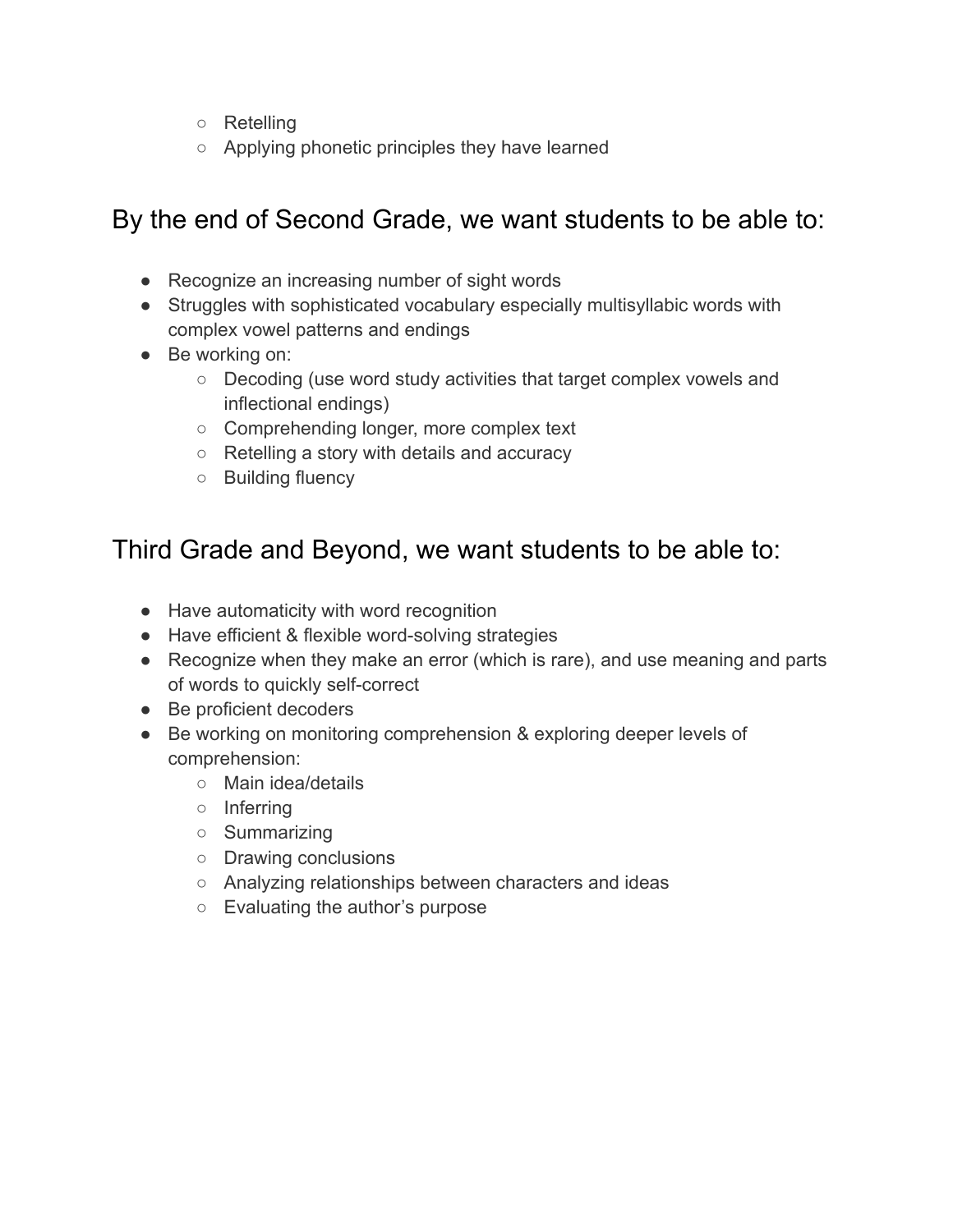- Retelling
    - Applying phonetic principles they have learned

## By the end of Second Grade, we want students to be able to:

- Recognize an increasing number of sight words
- Struggles with sophisticated vocabulary especially multisyllabic words with complex vowel patterns and endings
- Be working on:
    - Decoding (use word study activities that target complex vowels and inflectional endings)
    - Comprehending longer, more complex text
    - Retelling a story with details and accuracy
    - Building fluency

## Third Grade and Beyond, we want students to be able to:

- Have automaticity with word recognition
- Have efficient & flexible word-solving strategies
- Recognize when they make an error (which is rare), and use meaning and parts of words to quickly self-correct
- Be proficient decoders
- Be working on monitoring comprehension & exploring deeper levels of comprehension:
    - Main idea/details
    - Inferring
    - Summarizing
    - Drawing conclusions
    - Analyzing relationships between characters and ideas
    - Evaluating the author's purpose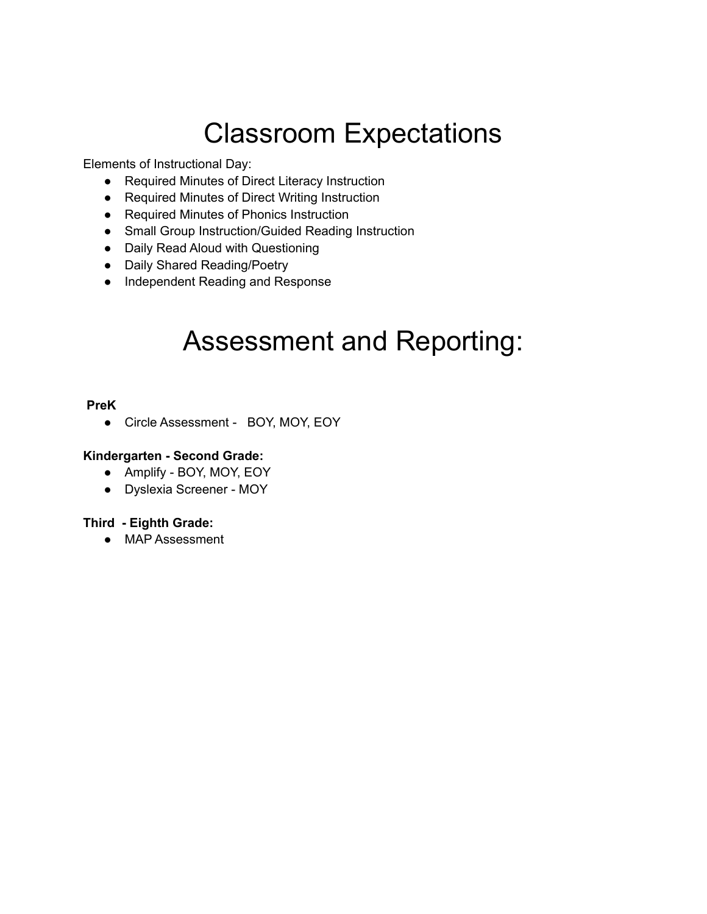# Classroom Expectations

Elements of Instructional Day:

- Required Minutes of Direct Literacy Instruction
- Required Minutes of Direct Writing Instruction
- Required Minutes of Phonics Instruction
- Small Group Instruction/Guided Reading Instruction
- Daily Read Aloud with Questioning
- Daily Shared Reading/Poetry
- Independent Reading and Response

# Assessment and Reporting:

**PreK**

- Circle Assessment - BOY, MOY, EOY

**Kindergarten - Second Grade:**

- Amplify - BOY, MOY, EOY
- Dyslexia Screener - MOY

**Third - Eighth Grade:**

- MAP Assessment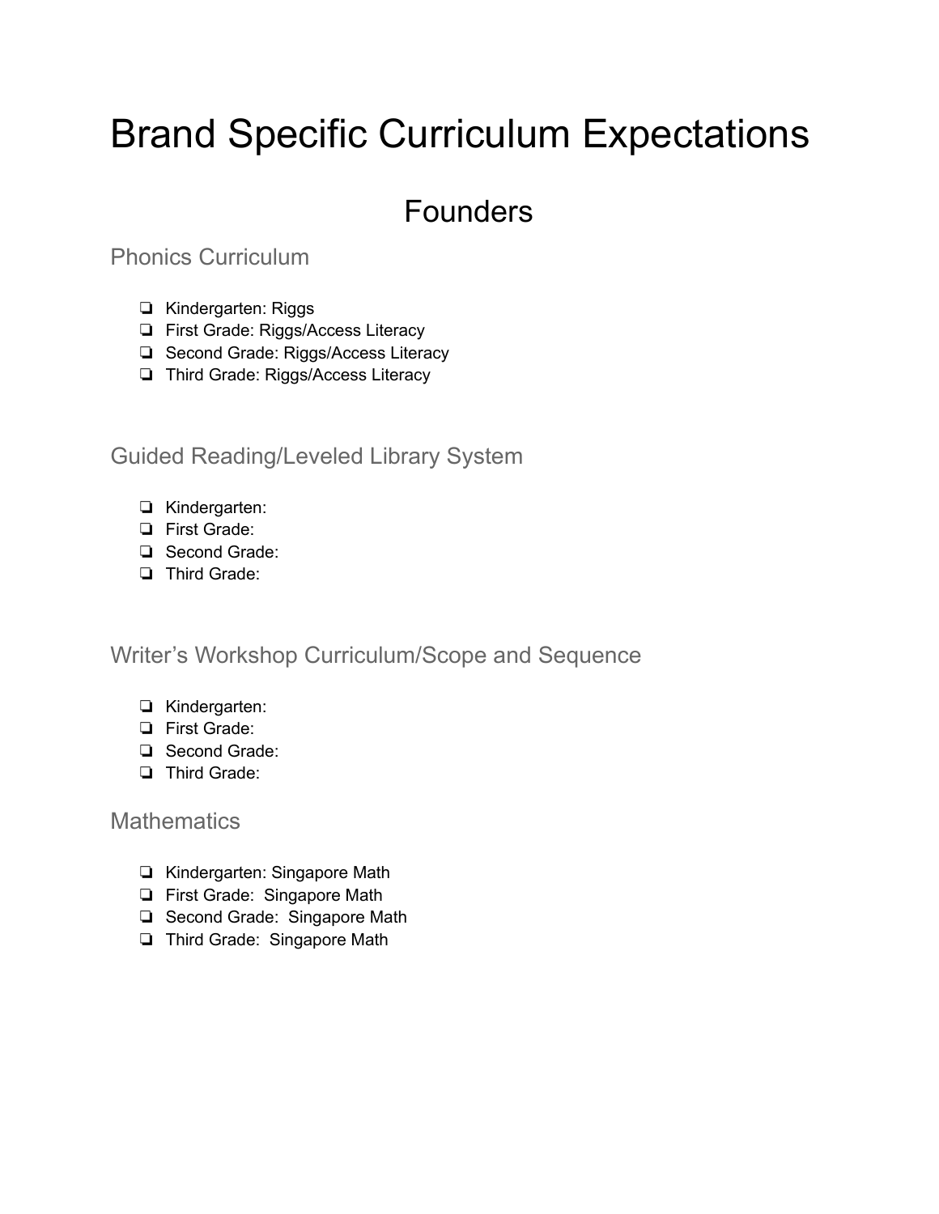# Brand Specific Curriculum Expectations

## Founders

### Phonics Curriculum

- ❏ Kindergarten: Riggs
- ❏ First Grade: Riggs/Access Literacy
- ❏ Second Grade: Riggs/Access Literacy
- ❏ Third Grade: Riggs/Access Literacy

### Guided Reading/Leveled Library System

- ❏ Kindergarten:
- ❏ First Grade:
- ❏ Second Grade:
- ❏ Third Grade:

### Writer's Workshop Curriculum/Scope and Sequence

- ❏ Kindergarten:
- ❏ First Grade:
- ❏ Second Grade:
- ❏ Third Grade:

### Mathematics

- ❏ Kindergarten: Singapore Math
- ❏ First Grade: Singapore Math
- ❏ Second Grade: Singapore Math
- ❏ Third Grade: Singapore Math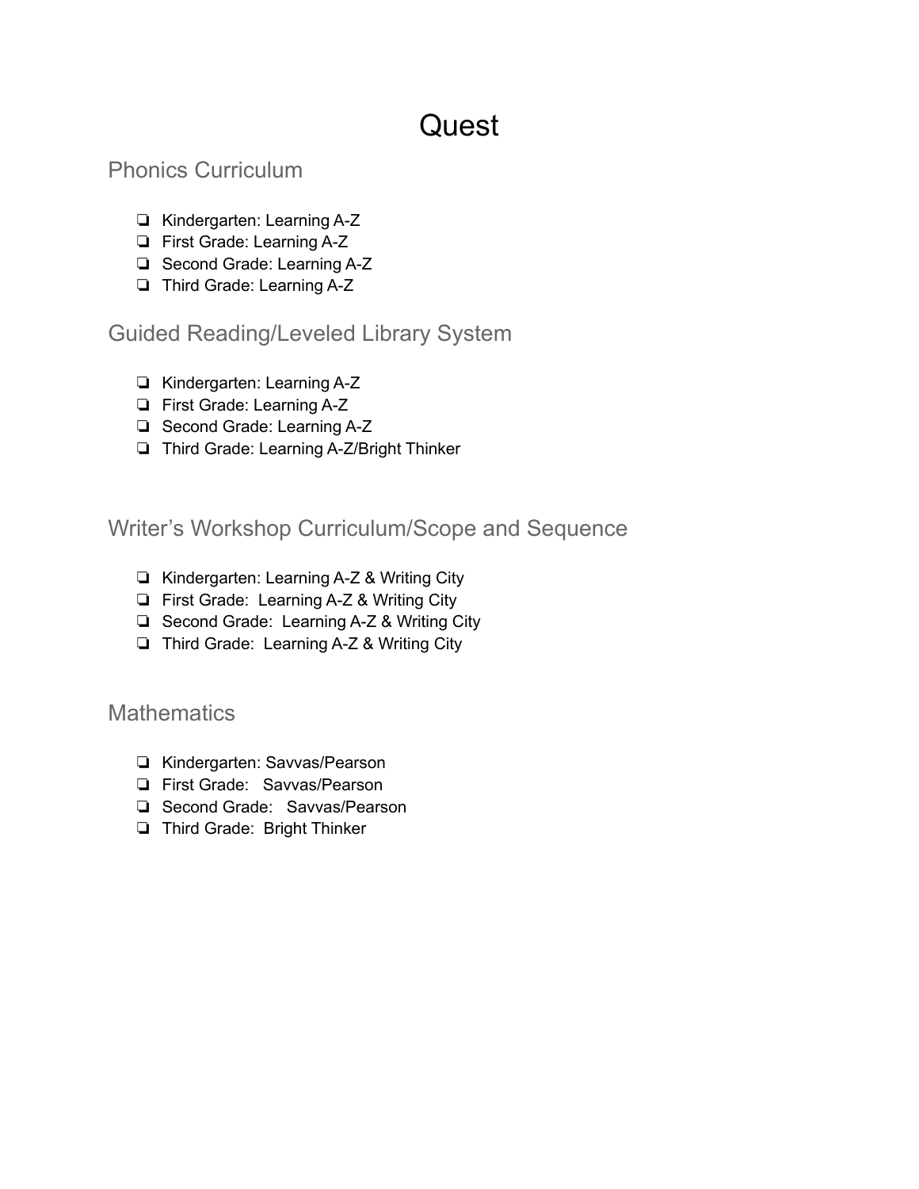# Quest

## Phonics Curriculum

- ❏ Kindergarten: Learning A-Z
- ❏ First Grade: Learning A-Z
- ❏ Second Grade: Learning A-Z
- ❏ Third Grade: Learning A-Z

## Guided Reading/Leveled Library System

- ❏ Kindergarten: Learning A-Z
- ❏ First Grade: Learning A-Z
- ❏ Second Grade: Learning A-Z
- ❏ Third Grade: Learning A-Z/Bright Thinker

## Writer's Workshop Curriculum/Scope and Sequence

- ❏ Kindergarten: Learning A-Z & Writing City
- ❏ First Grade: Learning A-Z & Writing City
- ❏ Second Grade: Learning A-Z & Writing City
- ❏ Third Grade: Learning A-Z & Writing City

## Mathematics

- ❏ Kindergarten: Savvas/Pearson
- ❏ First Grade: Savvas/Pearson
- ❏ Second Grade: Savvas/Pearson
- ❏ Third Grade: Bright Thinker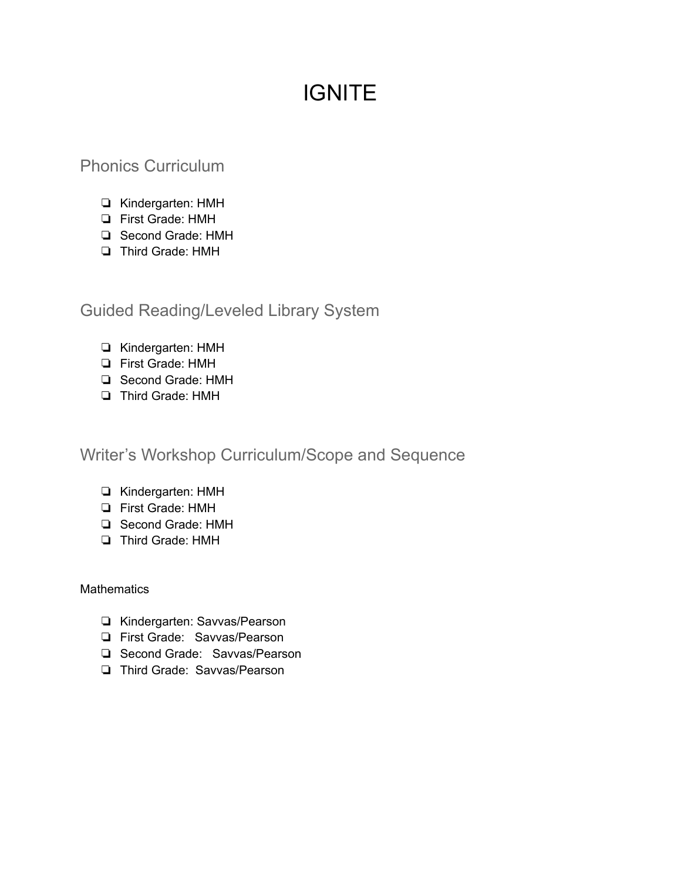# IGNITE

## Phonics Curriculum

- Kindergarten: HMH
- First Grade: HMH
- Second Grade: HMH
- Third Grade: HMH

## Guided Reading/Leveled Library System

- Kindergarten: HMH
- First Grade: HMH
- Second Grade: HMH
- Third Grade: HMH

## Writer's Workshop Curriculum/Scope and Sequence

- Kindergarten: HMH
- First Grade: HMH
- Second Grade: HMH
- Third Grade: HMH

Mathematics

- Kindergarten: Savvas/Pearson
- First Grade: Savvas/Pearson
- Second Grade: Savvas/Pearson
- Third Grade: Savvas/Pearson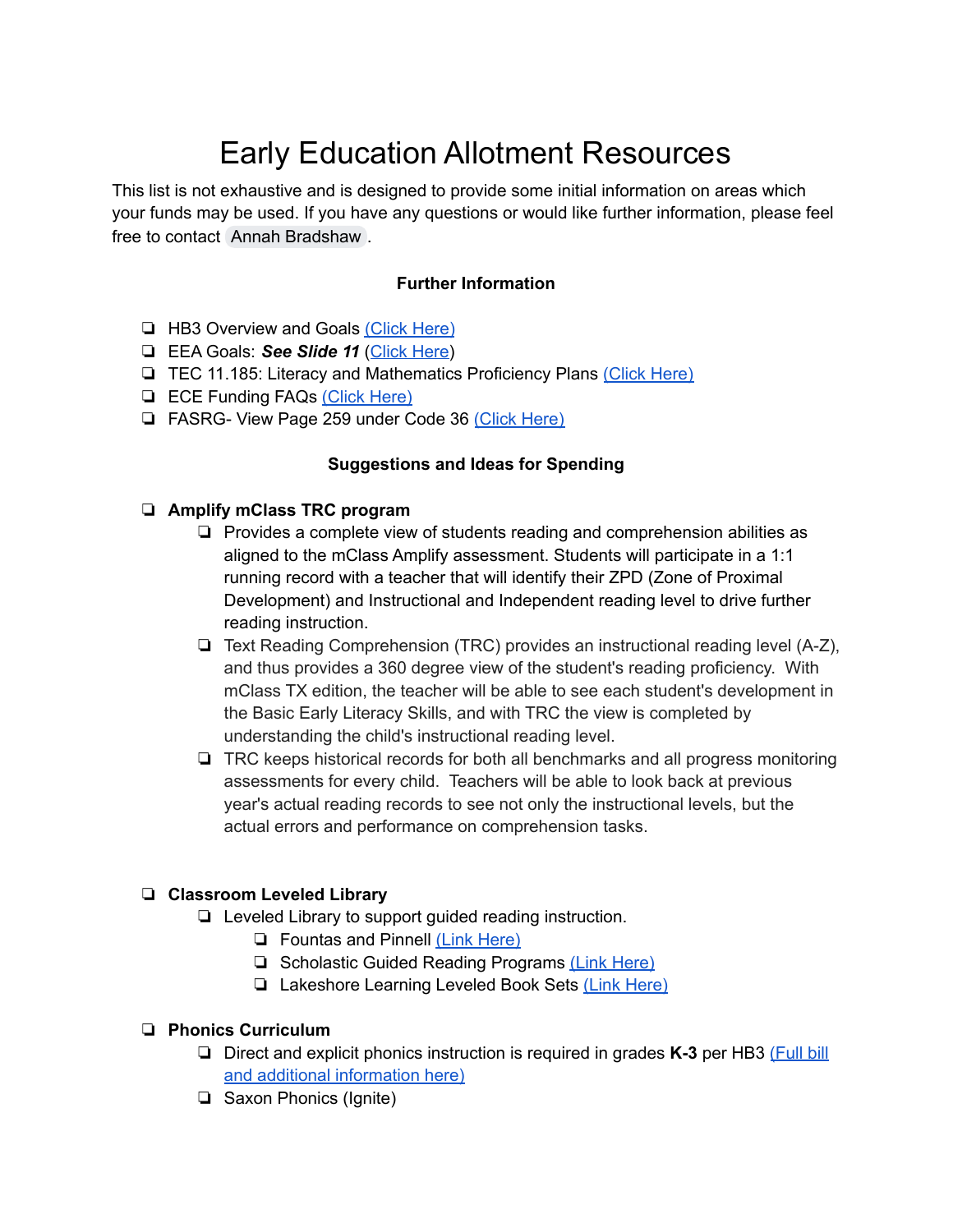# Early Education Allotment Resources

This list is not exhaustive and is designed to provide some initial information on areas which your funds may be used. If you have any questions or would like further information, please feel free to contact Annah Bradshaw.

### Further Information

- HB3 Overview and Goals (Click Here)
- EEA Goals: ***See Slide 11*** (Click Here)
- TEC 11.185: Literacy and Mathematics Proficiency Plans (Click Here)
- ECE Funding FAQs (Click Here)
- FASRG- View Page 259 under Code 36 (Click Here)

### Suggestions and Ideas for Spending

- **Amplify mClass TRC program**
  - Provides a complete view of students reading and comprehension abilities as aligned to the mClass Amplify assessment. Students will participate in a 1:1 running record with a teacher that will identify their ZPD (Zone of Proximal Development) and Instructional and Independent reading level to drive further reading instruction.
  - Text Reading Comprehension (TRC) provides an instructional reading level (A-Z), and thus provides a 360 degree view of the student's reading proficiency. With mClass TX edition, the teacher will be able to see each student's development in the Basic Early Literacy Skills, and with TRC the view is completed by understanding the child's instructional reading level.
  - TRC keeps historical records for both all benchmarks and all progress monitoring assessments for every child. Teachers will be able to look back at previous year's actual reading records to see not only the instructional levels, but the actual errors and performance on comprehension tasks.

- **Classroom Leveled Library**
  - Leveled Library to support guided reading instruction.
    - Fountas and Pinnell (Link Here)
    - Scholastic Guided Reading Programs (Link Here)
    - Lakeshore Learning Leveled Book Sets (Link Here)

- **Phonics Curriculum**
  - Direct and explicit phonics instruction is required in grades **K-3** per HB3 (Full bill and additional information here)
  - Saxon Phonics (Ignite)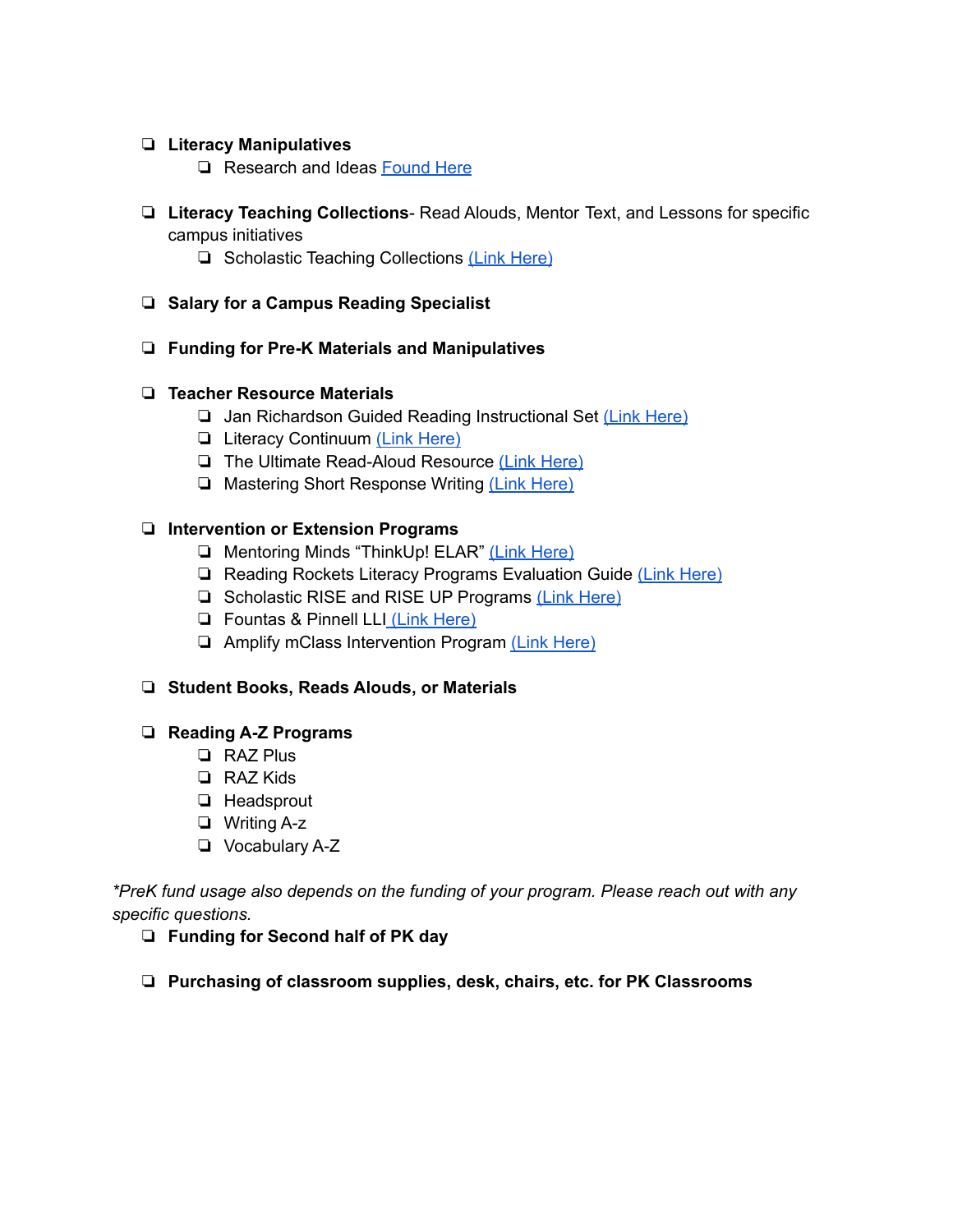- **Literacy Manipulatives**
  - Research and Ideas Found Here

- **Literacy Teaching Collections**- Read Alouds, Mentor Text, and Lessons for specific campus initiatives
  - Scholastic Teaching Collections (Link Here)

- **Salary for a Campus Reading Specialist**

- **Funding for Pre-K Materials and Manipulatives**

- **Teacher Resource Materials**
  - Jan Richardson Guided Reading Instructional Set (Link Here)
  - Literacy Continuum (Link Here)
  - The Ultimate Read-Aloud Resource (Link Here)
  - Mastering Short Response Writing (Link Here)

- **Intervention or Extension Programs**
  - Mentoring Minds "ThinkUp! ELAR" (Link Here)
  - Reading Rockets Literacy Programs Evaluation Guide (Link Here)
  - Scholastic RISE and RISE UP Programs (Link Here)
  - Fountas & Pinnell LLI (Link Here)
  - Amplify mClass Intervention Program (Link Here)

- **Student Books, Reads Alouds, or Materials**

- **Reading A-Z Programs**
  - RAZ Plus
  - RAZ Kids
  - Headsprout
  - Writing A-z
  - Vocabulary A-Z

*\*PreK fund usage also depends on the funding of your program. Please reach out with any specific questions.*

- **Funding for Second half of PK day**

- **Purchasing of classroom supplies, desk, chairs, etc. for PK Classrooms**